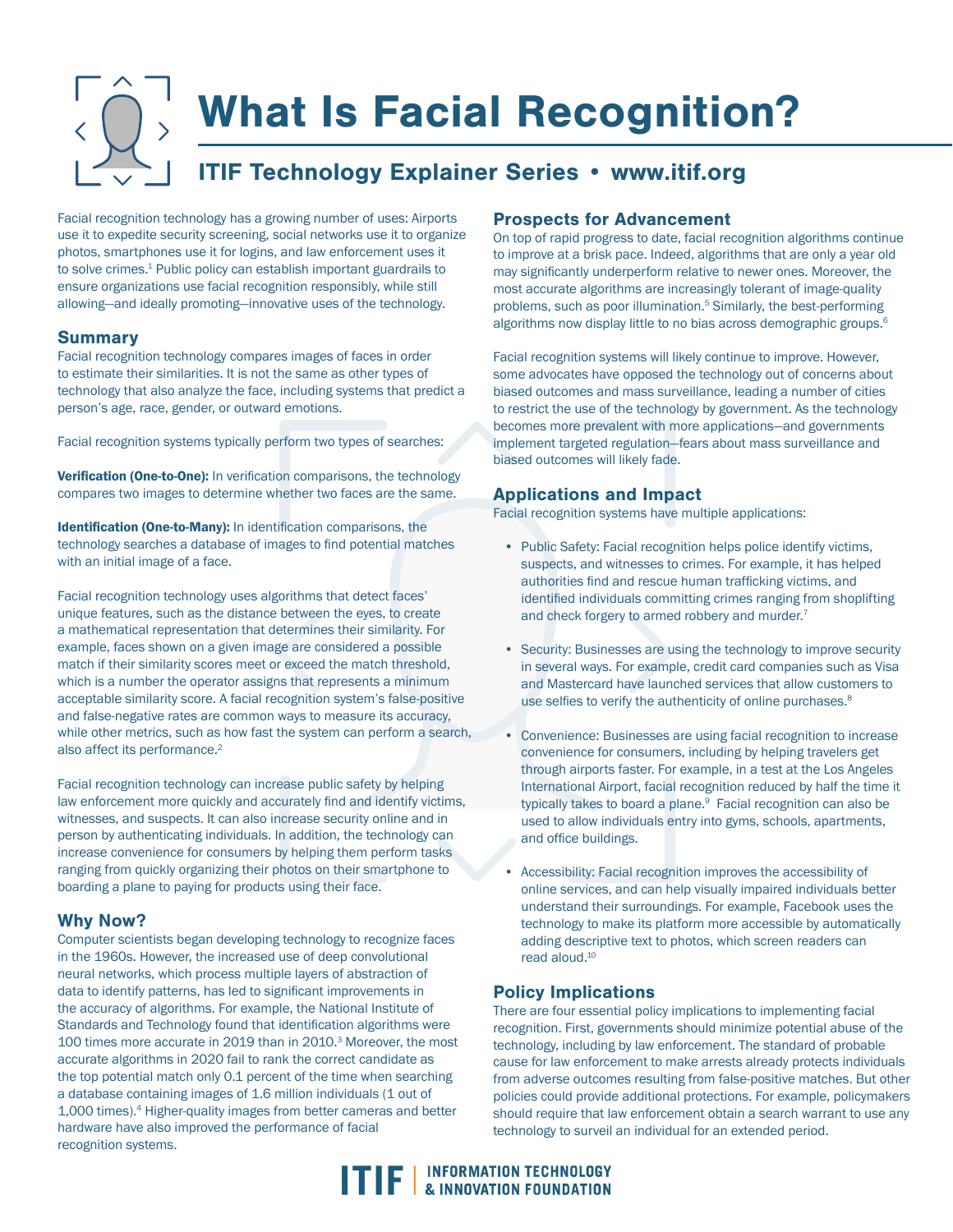# What Is Facial Recognition?

## ITIF Technology Explainer Series • www.itif.org

Facial recognition technology has a growing number of uses: Airports use it to expedite security screening, social networks use it to organize photos, smartphones use it for logins, and law enforcement uses it to solve crimes.[1] Public policy can establish important guardrails to ensure organizations use facial recognition responsibly, while still allowing—and ideally promoting—innovative uses of the technology.

### Summary

Facial recognition technology compares images of faces in order to estimate their similarities. It is not the same as other types of technology that also analyze the face, including systems that predict a person's age, race, gender, or outward emotions.

Facial recognition systems typically perform two types of searches:

**Verification (One-to-One):** In verification comparisons, the technology compares two images to determine whether two faces are the same.

**Identification (One-to-Many):** In identification comparisons, the technology searches a database of images to find potential matches with an initial image of a face.

Facial recognition technology uses algorithms that detect faces' unique features, such as the distance between the eyes, to create a mathematical representation that determines their similarity. For example, faces shown on a given image are considered a possible match if their similarity scores meet or exceed the match threshold, which is a number the operator assigns that represents a minimum acceptable similarity score. A facial recognition system's false-positive and false-negative rates are common ways to measure its accuracy, while other metrics, such as how fast the system can perform a search, also affect its performance.[2]

Facial recognition technology can increase public safety by helping law enforcement more quickly and accurately find and identify victims, witnesses, and suspects. It can also increase security online and in person by authenticating individuals. In addition, the technology can increase convenience for consumers by helping them perform tasks ranging from quickly organizing their photos on their smartphone to boarding a plane to paying for products using their face.

### Why Now?

Computer scientists began developing technology to recognize faces in the 1960s. However, the increased use of deep convolutional neural networks, which process multiple layers of abstraction of data to identify patterns, has led to significant improvements in the accuracy of algorithms. For example, the National Institute of Standards and Technology found that identification algorithms were 100 times more accurate in 2019 than in 2010.[3] Moreover, the most accurate algorithms in 2020 fail to rank the correct candidate as the top potential match only 0.1 percent of the time when searching a database containing images of 1.6 million individuals (1 out of 1,000 times).[4] Higher-quality images from better cameras and better hardware have also improved the performance of facial recognition systems.

### Prospects for Advancement

On top of rapid progress to date, facial recognition algorithms continue to improve at a brisk pace. Indeed, algorithms that are only a year old may significantly underperform relative to newer ones. Moreover, the most accurate algorithms are increasingly tolerant of image-quality problems, such as poor illumination.[5] Similarly, the best-performing algorithms now display little to no bias across demographic groups.[6]

Facial recognition systems will likely continue to improve. However, some advocates have opposed the technology out of concerns about biased outcomes and mass surveillance, leading a number of cities to restrict the use of the technology by government. As the technology becomes more prevalent with more applications—and governments implement targeted regulation—fears about mass surveillance and biased outcomes will likely fade.

### Applications and Impact

Facial recognition systems have multiple applications:

- Public Safety: Facial recognition helps police identify victims, suspects, and witnesses to crimes. For example, it has helped authorities find and rescue human trafficking victims, and identified individuals committing crimes ranging from shoplifting and check forgery to armed robbery and murder.[7]
- Security: Businesses are using the technology to improve security in several ways. For example, credit card companies such as Visa and Mastercard have launched services that allow customers to use selfies to verify the authenticity of online purchases.[8]
- Convenience: Businesses are using facial recognition to increase convenience for consumers, including by helping travelers get through airports faster. For example, in a test at the Los Angeles International Airport, facial recognition reduced by half the time it typically takes to board a plane.[9] Facial recognition can also be used to allow individuals entry into gyms, schools, apartments, and office buildings.
- Accessibility: Facial recognition improves the accessibility of online services, and can help visually impaired individuals better understand their surroundings. For example, Facebook uses the technology to make its platform more accessible by automatically adding descriptive text to photos, which screen readers can read aloud.[10]

### Policy Implications

There are four essential policy implications to implementing facial recognition. First, governments should minimize potential abuse of the technology, including by law enforcement. The standard of probable cause for law enforcement to make arrests already protects individuals from adverse outcomes resulting from false-positive matches. But other policies could provide additional protections. For example, policymakers should require that law enforcement obtain a search warrant to use any technology to surveil an individual for an extended period.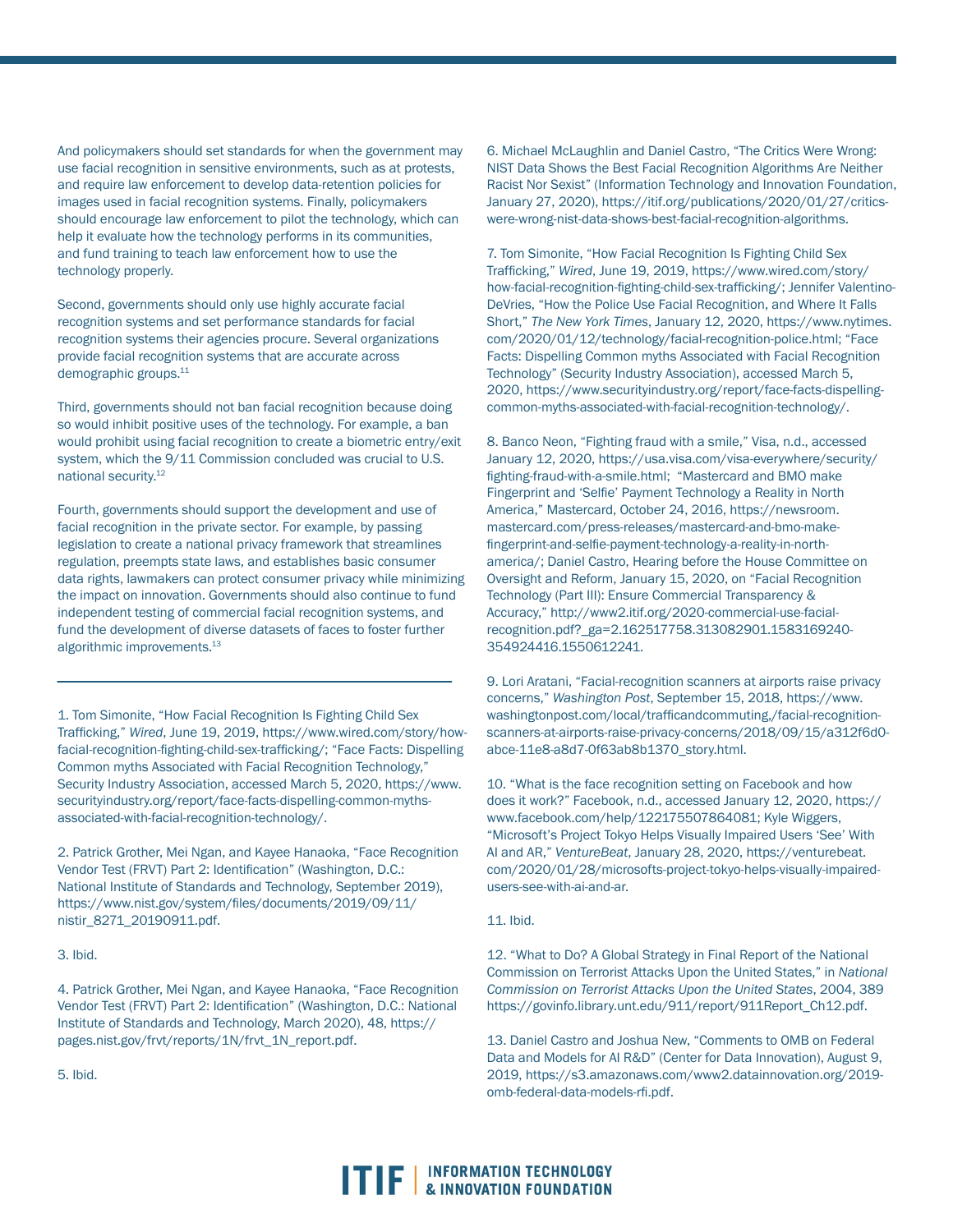And policymakers should set standards for when the government may use facial recognition in sensitive environments, such as at protests, and require law enforcement to develop data-retention policies for images used in facial recognition systems. Finally, policymakers should encourage law enforcement to pilot the technology, which can help it evaluate how the technology performs in its communities, and fund training to teach law enforcement how to use the technology properly.

Second, governments should only use highly accurate facial recognition systems and set performance standards for facial recognition systems their agencies procure. Several organizations provide facial recognition systems that are accurate across demographic groups.[11]

Third, governments should not ban facial recognition because doing so would inhibit positive uses of the technology. For example, a ban would prohibit using facial recognition to create a biometric entry/exit system, which the 9/11 Commission concluded was crucial to U.S. national security.[12]

Fourth, governments should support the development and use of facial recognition in the private sector. For example, by passing legislation to create a national privacy framework that streamlines regulation, preempts state laws, and establishes basic consumer data rights, lawmakers can protect consumer privacy while minimizing the impact on innovation. Governments should also continue to fund independent testing of commercial facial recognition systems, and fund the development of diverse datasets of faces to foster further algorithmic improvements.[13]

---

1. Tom Simonite, "How Facial Recognition Is Fighting Child Sex Trafficking," *Wired*, June 19, 2019, https://www.wired.com/story/how-facial-recognition-fighting-child-sex-trafficking/; "Face Facts: Dispelling Common myths Associated with Facial Recognition Technology," Security Industry Association, accessed March 5, 2020, https://www.securityindustry.org/report/face-facts-dispelling-common-myths-associated-with-facial-recognition-technology/.

2. Patrick Grother, Mei Ngan, and Kayee Hanaoka, "Face Recognition Vendor Test (FRVT) Part 2: Identification" (Washington, D.C.: National Institute of Standards and Technology, September 2019), https://www.nist.gov/system/files/documents/2019/09/11/nistir_8271_20190911.pdf.

3. Ibid.

4. Patrick Grother, Mei Ngan, and Kayee Hanaoka, "Face Recognition Vendor Test (FRVT) Part 2: Identification" (Washington, D.C.: National Institute of Standards and Technology, March 2020), 48, https://pages.nist.gov/frvt/reports/1N/frvt_1N_report.pdf.

5. Ibid.

6. Michael McLaughlin and Daniel Castro, "The Critics Were Wrong: NIST Data Shows the Best Facial Recognition Algorithms Are Neither Racist Nor Sexist" (Information Technology and Innovation Foundation, January 27, 2020), https://itif.org/publications/2020/01/27/critics-were-wrong-nist-data-shows-best-facial-recognition-algorithms.

7. Tom Simonite, "How Facial Recognition Is Fighting Child Sex Trafficking," *Wired*, June 19, 2019, https://www.wired.com/story/how-facial-recognition-fighting-child-sex-trafficking/; Jennifer Valentino-DeVries, "How the Police Use Facial Recognition, and Where It Falls Short," *The New York Times*, January 12, 2020, https://www.nytimes.com/2020/01/12/technology/facial-recognition-police.html; "Face Facts: Dispelling Common myths Associated with Facial Recognition Technology" (Security Industry Association), accessed March 5, 2020, https://www.securityindustry.org/report/face-facts-dispelling-common-myths-associated-with-facial-recognition-technology/.

8. Banco Neon, "Fighting fraud with a smile," Visa, n.d., accessed January 12, 2020, https://usa.visa.com/visa-everywhere/security/fighting-fraud-with-a-smile.html; "Mastercard and BMO make Fingerprint and 'Selfie' Payment Technology a Reality in North America," Mastercard, October 24, 2016, https://newsroom.mastercard.com/press-releases/mastercard-and-bmo-make-fingerprint-and-selfie-payment-technology-a-reality-in-north-america/; Daniel Castro, Hearing before the House Committee on Oversight and Reform, January 15, 2020, on "Facial Recognition Technology (Part III): Ensure Commercial Transparency & Accuracy," http://www2.itif.org/2020-commercial-use-facial-recognition.pdf?_ga=2.162517758.313082901.1583169240-354924416.1550612241.

9. Lori Aratani, "Facial-recognition scanners at airports raise privacy concerns," *Washington Post*, September 15, 2018, https://www.washingtonpost.com/local/trafficandcommuting,/facial-recognition-scanners-at-airports-raise-privacy-concerns/2018/09/15/a312f6d0-abce-11e8-a8d7-0f63ab8b1370_story.html.

10. "What is the face recognition setting on Facebook and how does it work?" Facebook, n.d., accessed January 12, 2020, https://www.facebook.com/help/122175507864081; Kyle Wiggers, "Microsoft's Project Tokyo Helps Visually Impaired Users 'See' With AI and AR," *VentureBeat*, January 28, 2020, https://venturebeat.com/2020/01/28/microsofts-project-tokyo-helps-visually-impaired-users-see-with-ai-and-ar.

11. Ibid.

12. "What to Do? A Global Strategy in Final Report of the National Commission on Terrorist Attacks Upon the United States," in *National Commission on Terrorist Attacks Upon the United States*, 2004, 389 https://govinfo.library.unt.edu/911/report/911Report_Ch12.pdf.

13. Daniel Castro and Joshua New, "Comments to OMB on Federal Data and Models for AI R&D" (Center for Data Innovation), August 9, 2019, https://s3.amazonaws.com/www2.datainnovation.org/2019-omb-federal-data-models-rfi.pdf.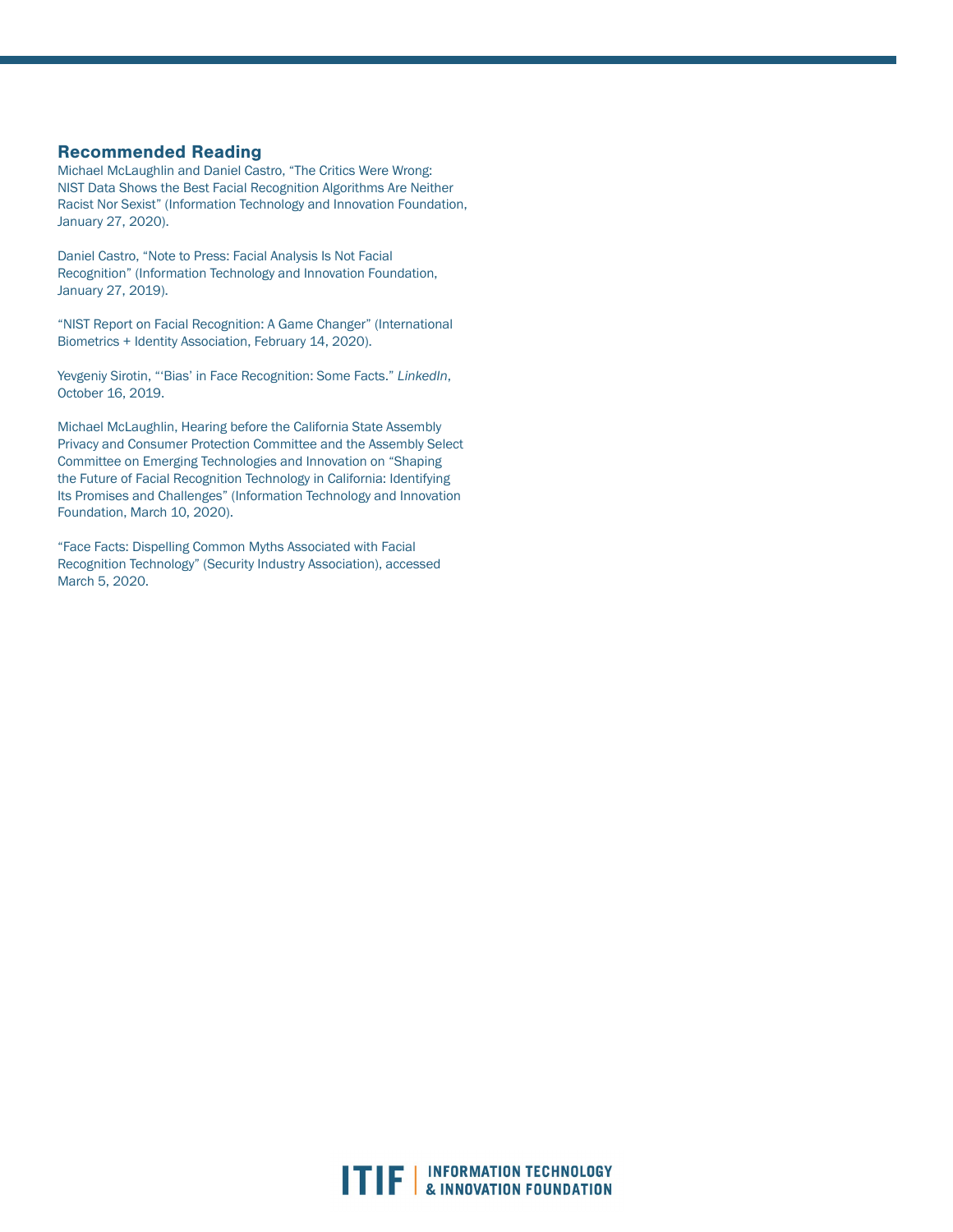## Recommended Reading

Michael McLaughlin and Daniel Castro, "The Critics Were Wrong: NIST Data Shows the Best Facial Recognition Algorithms Are Neither Racist Nor Sexist" (Information Technology and Innovation Foundation, January 27, 2020).

Daniel Castro, "Note to Press: Facial Analysis Is Not Facial Recognition" (Information Technology and Innovation Foundation, January 27, 2019).

"NIST Report on Facial Recognition: A Game Changer" (International Biometrics + Identity Association, February 14, 2020).

Yevgeniy Sirotin, "'Bias' in Face Recognition: Some Facts." *LinkedIn*, October 16, 2019.

Michael McLaughlin, Hearing before the California State Assembly Privacy and Consumer Protection Committee and the Assembly Select Committee on Emerging Technologies and Innovation on "Shaping the Future of Facial Recognition Technology in California: Identifying Its Promises and Challenges" (Information Technology and Innovation Foundation, March 10, 2020).

"Face Facts: Dispelling Common Myths Associated with Facial Recognition Technology" (Security Industry Association), accessed March 5, 2020.

ITIF | INFORMATION TECHNOLOGY & INNOVATION FOUNDATION